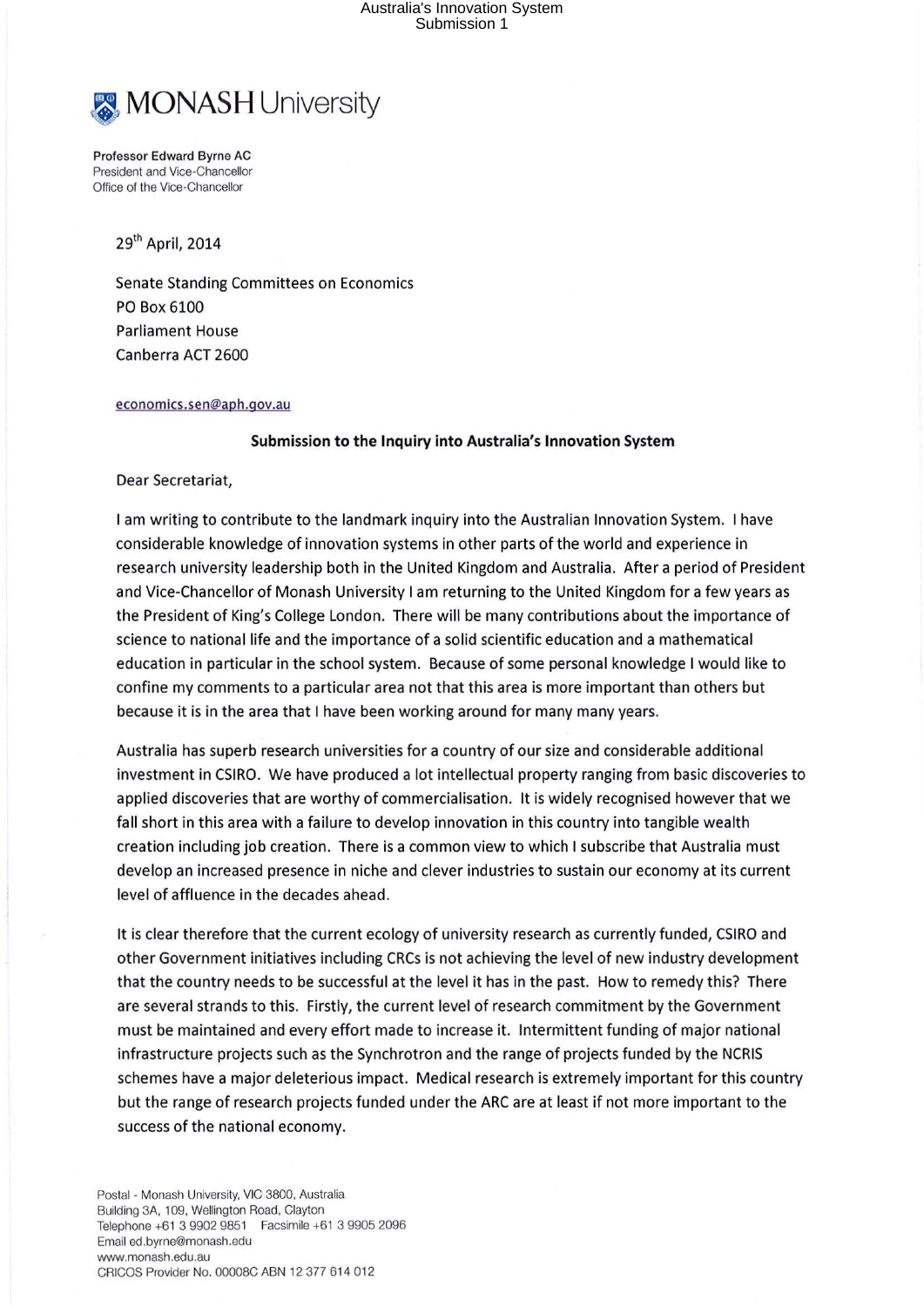# MONASH University

**Professor Edward Byrne AC**
President and Vice-Chancellor
Office of the Vice-Chancellor

29th April, 2014

Senate Standing Committees on Economics
PO Box 6100
Parliament House
Canberra ACT 2600

economics.sen@aph.gov.au

**Submission to the Inquiry into Australia's Innovation System**

Dear Secretariat,

I am writing to contribute to the landmark inquiry into the Australian Innovation System. I have considerable knowledge of innovation systems in other parts of the world and experience in research university leadership both in the United Kingdom and Australia. After a period of President and Vice-Chancellor of Monash University I am returning to the United Kingdom for a few years as the President of King's College London. There will be many contributions about the importance of science to national life and the importance of a solid scientific education and a mathematical education in particular in the school system. Because of some personal knowledge I would like to confine my comments to a particular area not that this area is more important than others but because it is in the area that I have been working around for many many years.

Australia has superb research universities for a country of our size and considerable additional investment in CSIRO. We have produced a lot intellectual property ranging from basic discoveries to applied discoveries that are worthy of commercialisation. It is widely recognised however that we fall short in this area with a failure to develop innovation in this country into tangible wealth creation including job creation. There is a common view to which I subscribe that Australia must develop an increased presence in niche and clever industries to sustain our economy at its current level of affluence in the decades ahead.

It is clear therefore that the current ecology of university research as currently funded, CSIRO and other Government initiatives including CRCs is not achieving the level of new industry development that the country needs to be successful at the level it has in the past. How to remedy this? There are several strands to this. Firstly, the current level of research commitment by the Government must be maintained and every effort made to increase it. Intermittent funding of major national infrastructure projects such as the Synchrotron and the range of projects funded by the NCRIS schemes have a major deleterious impact. Medical research is extremely important for this country but the range of research projects funded under the ARC are at least if not more important to the success of the national economy.

Postal - Monash University, VIC 3800, Australia
Building 3A, 109, Wellington Road, Clayton
Telephone +61 3 9902 9851 Facsimile +61 3 9905 2096
Email ed.byrne@monash.edu
www.monash.edu.au
CRICOS Provider No. 00008C ABN 12 377 614 012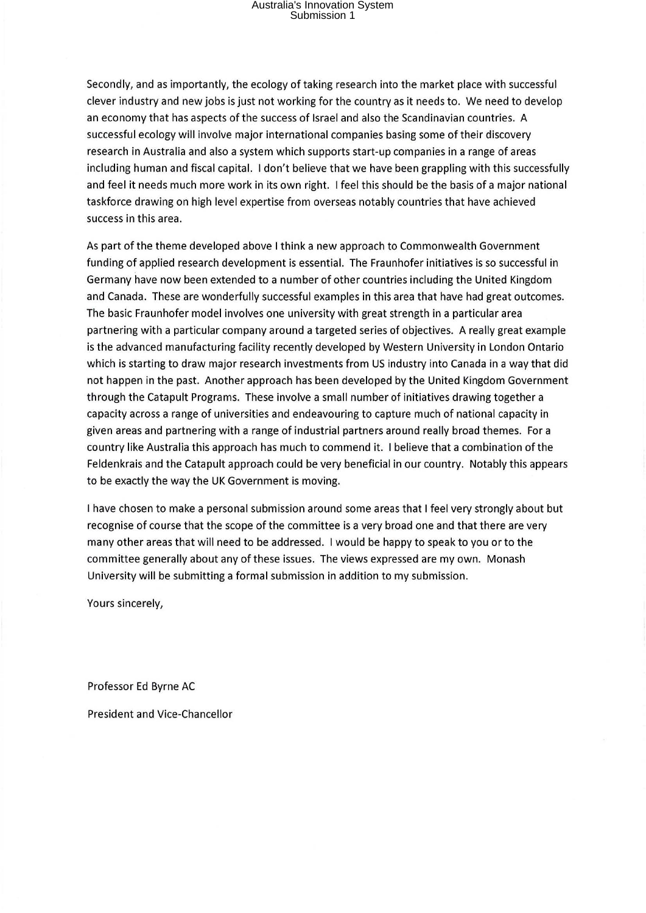Secondly, and as importantly, the ecology of taking research into the market place with successful clever industry and new jobs is just not working for the country as it needs to. We need to develop an economy that has aspects of the success of Israel and also the Scandinavian countries. A successful ecology will involve major international companies basing some of their discovery research in Australia and also a system which supports start-up companies in a range of areas including human and fiscal capital. I don't believe that we have been grappling with this successfully and feel it needs much more work in its own right. I feel this should be the basis of a major national taskforce drawing on high level expertise from overseas notably countries that have achieved success in this area.

As part of the theme developed above I think a new approach to Commonwealth Government funding of applied research development is essential. The Fraunhofer initiatives is so successful in Germany have now been extended to a number of other countries including the United Kingdom and Canada. These are wonderfully successful examples in this area that have had great outcomes. The basic Fraunhofer model involves one university with great strength in a particular area partnering with a particular company around a targeted series of objectives. A really great example is the advanced manufacturing facility recently developed by Western University in London Ontario which is starting to draw major research investments from US industry into Canada in a way that did not happen in the past. Another approach has been developed by the United Kingdom Government through the Catapult Programs. These involve a small number of initiatives drawing together a capacity across a range of universities and endeavouring to capture much of national capacity in given areas and partnering with a range of industrial partners around really broad themes. For a country like Australia this approach has much to commend it. I believe that a combination of the Feldenkrais and the Catapult approach could be very beneficial in our country. Notably this appears to be exactly the way the UK Government is moving.

I have chosen to make a personal submission around some areas that I feel very strongly about but recognise of course that the scope of the committee is a very broad one and that there are very many other areas that will need to be addressed. I would be happy to speak to you or to the committee generally about any of these issues. The views expressed are my own. Monash University will be submitting a formal submission in addition to my submission.

Yours sincerely,

Professor Ed Byrne AC

President and Vice-Chancellor